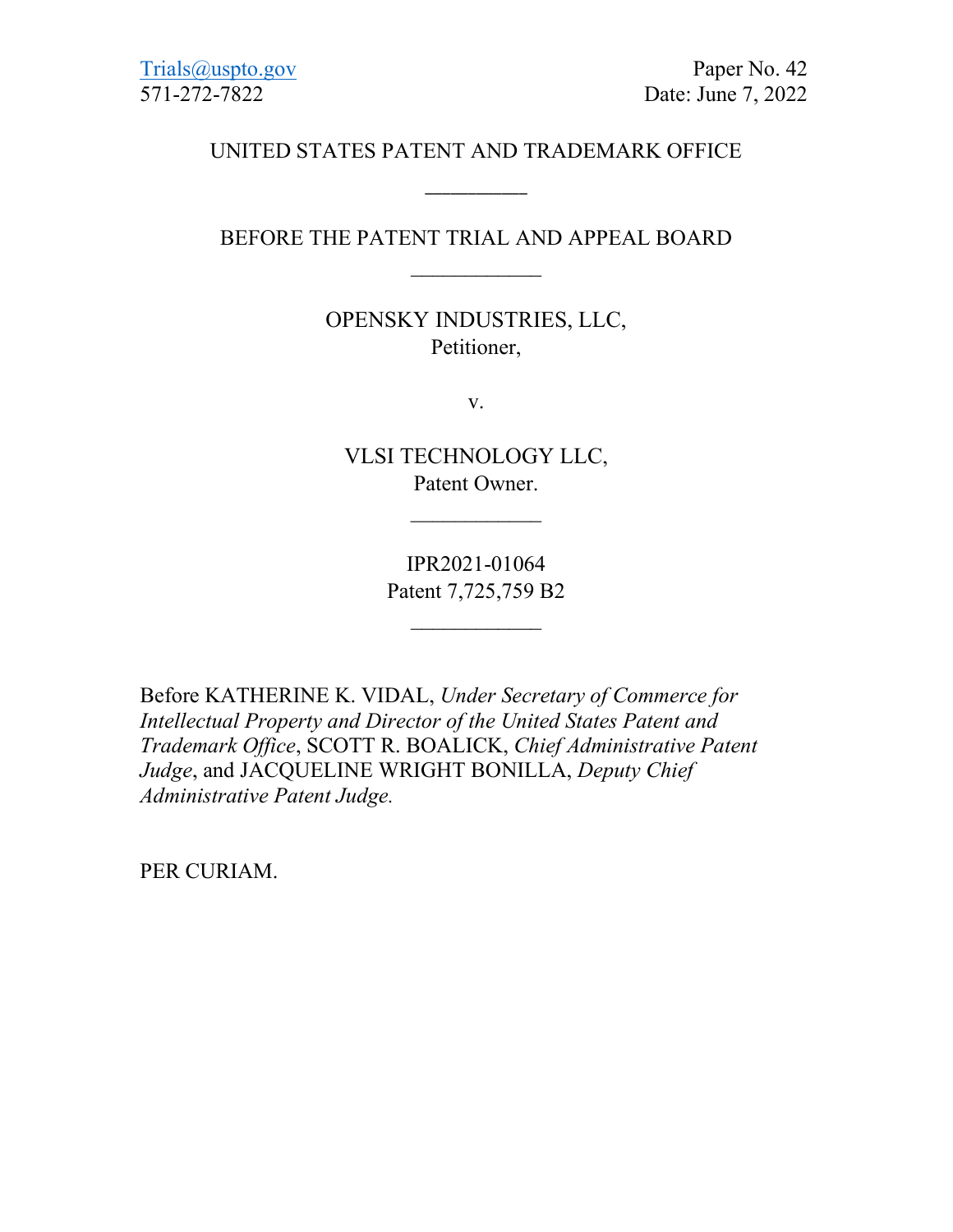Trials@uspto.gov
571-272-7822

Paper No. 42
Date: June 7, 2022

UNITED STATES PATENT AND TRADEMARK OFFICE

---

BEFORE THE PATENT TRIAL AND APPEAL BOARD

---

OPENSKY INDUSTRIES, LLC,
Petitioner,

v.

VLSI TECHNOLOGY LLC,
Patent Owner.

---

IPR2021-01064
Patent 7,725,759 B2

---

Before KATHERINE K. VIDAL, *Under Secretary of Commerce for Intellectual Property and Director of the United States Patent and Trademark Office*, SCOTT R. BOALICK, *Chief Administrative Patent Judge*, and JACQUELINE WRIGHT BONILLA, *Deputy Chief Administrative Patent Judge.*

PER CURIAM.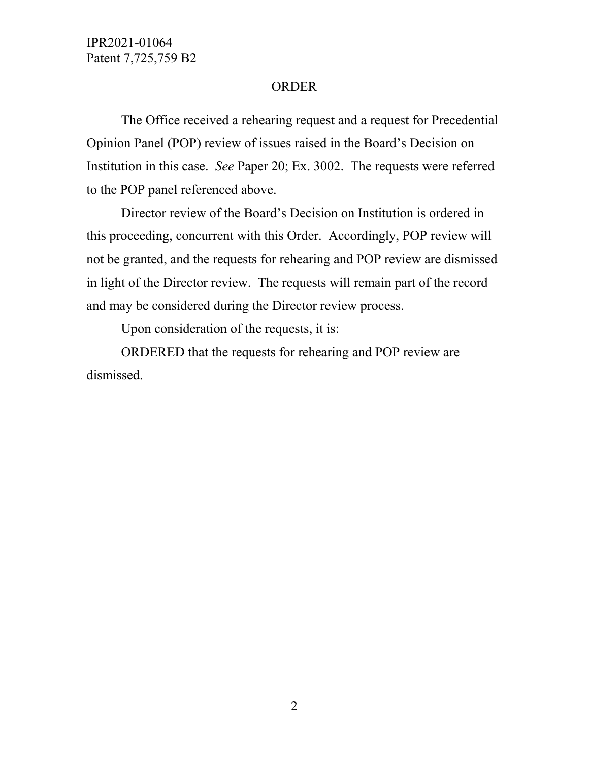## ORDER

The Office received a rehearing request and a request for Precedential Opinion Panel (POP) review of issues raised in the Board's Decision on Institution in this case. *See* Paper 20; Ex. 3002. The requests were referred to the POP panel referenced above.

Director review of the Board's Decision on Institution is ordered in this proceeding, concurrent with this Order. Accordingly, POP review will not be granted, and the requests for rehearing and POP review are dismissed in light of the Director review. The requests will remain part of the record and may be considered during the Director review process.

Upon consideration of the requests, it is:

ORDERED that the requests for rehearing and POP review are dismissed.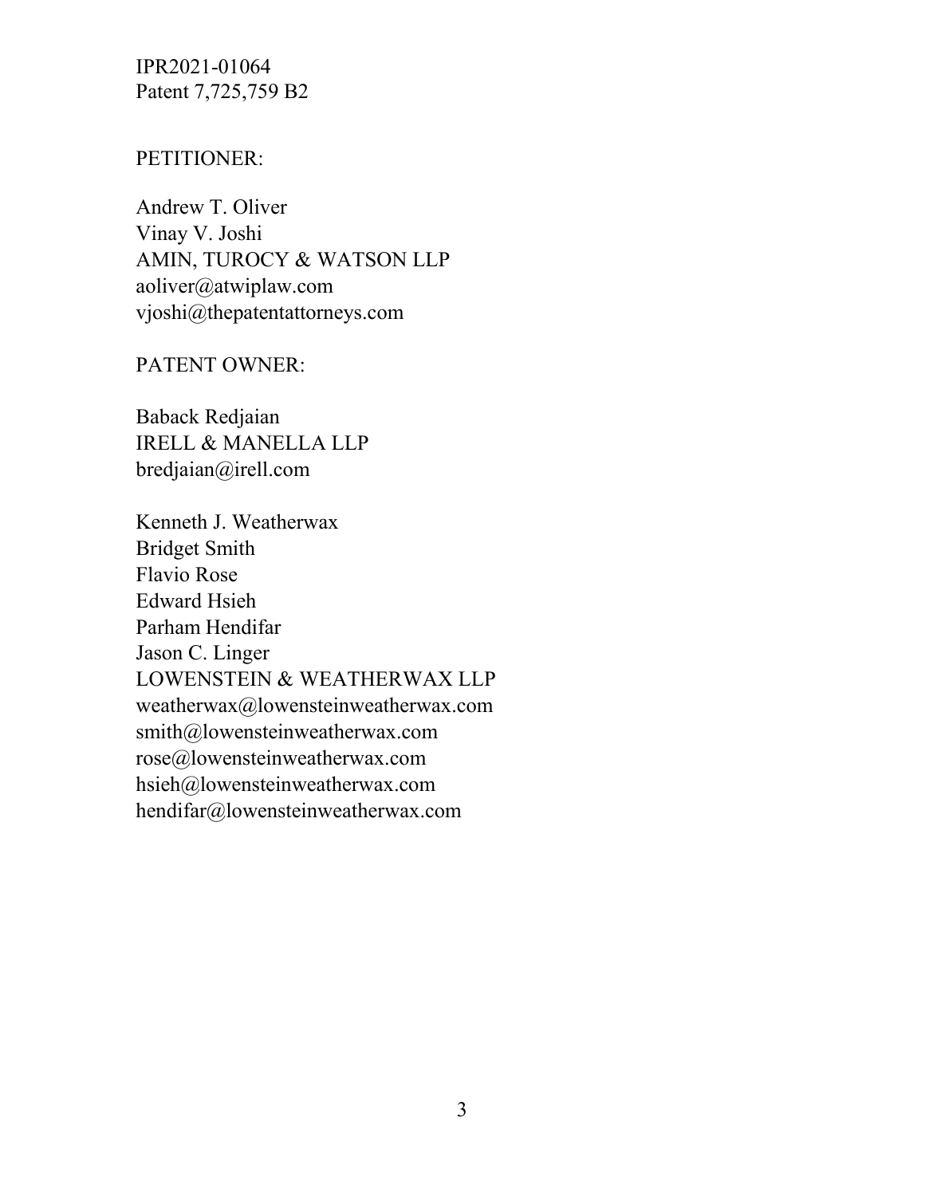PETITIONER:

Andrew T. Oliver
Vinay V. Joshi
AMIN, TUROCY & WATSON LLP
aoliver@atwiplaw.com
vjoshi@thepatentattorneys.com

PATENT OWNER:

Baback Redjaian
IRELL & MANELLA LLP
bredjaian@irell.com

Kenneth J. Weatherwax
Bridget Smith
Flavio Rose
Edward Hsieh
Parham Hendifar
Jason C. Linger
LOWENSTEIN & WEATHERWAX LLP
weatherwax@lowensteinweatherwax.com
smith@lowensteinweatherwax.com
rose@lowensteinweatherwax.com
hsieh@lowensteinweatherwax.com
hendifar@lowensteinweatherwax.com